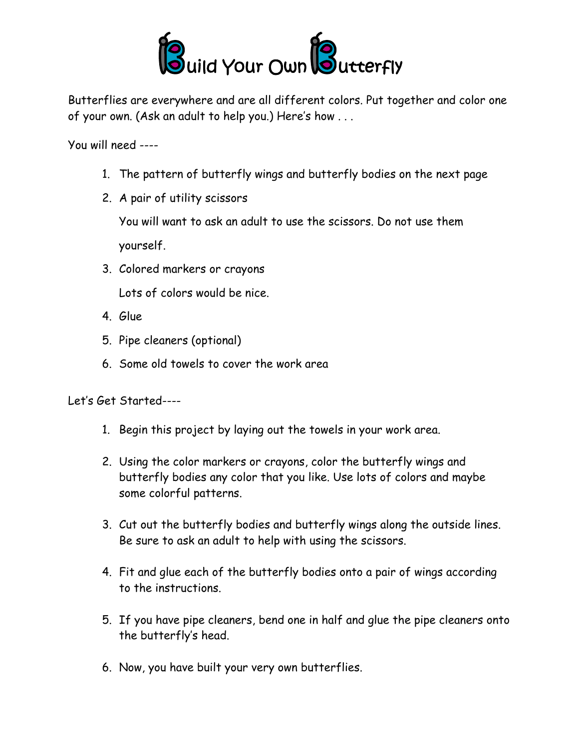# Build Your Own Butterfly

Butterflies are everywhere and are all different colors. Put together and color one of your own. (Ask an adult to help you.) Here's how . . .

You will need ----

1. The pattern of butterfly wings and butterfly bodies on the next page
2. A pair of utility scissors

   You will want to ask an adult to use the scissors. Do not use them yourself.
3. Colored markers or crayons

   Lots of colors would be nice.
4. Glue
5. Pipe cleaners (optional)
6. Some old towels to cover the work area

Let's Get Started----

1. Begin this project by laying out the towels in your work area.
2. Using the color markers or crayons, color the butterfly wings and butterfly bodies any color that you like. Use lots of colors and maybe some colorful patterns.
3. Cut out the butterfly bodies and butterfly wings along the outside lines. Be sure to ask an adult to help with using the scissors.
4. Fit and glue each of the butterfly bodies onto a pair of wings according to the instructions.
5. If you have pipe cleaners, bend one in half and glue the pipe cleaners onto the butterfly's head.
6. Now, you have built your very own butterflies.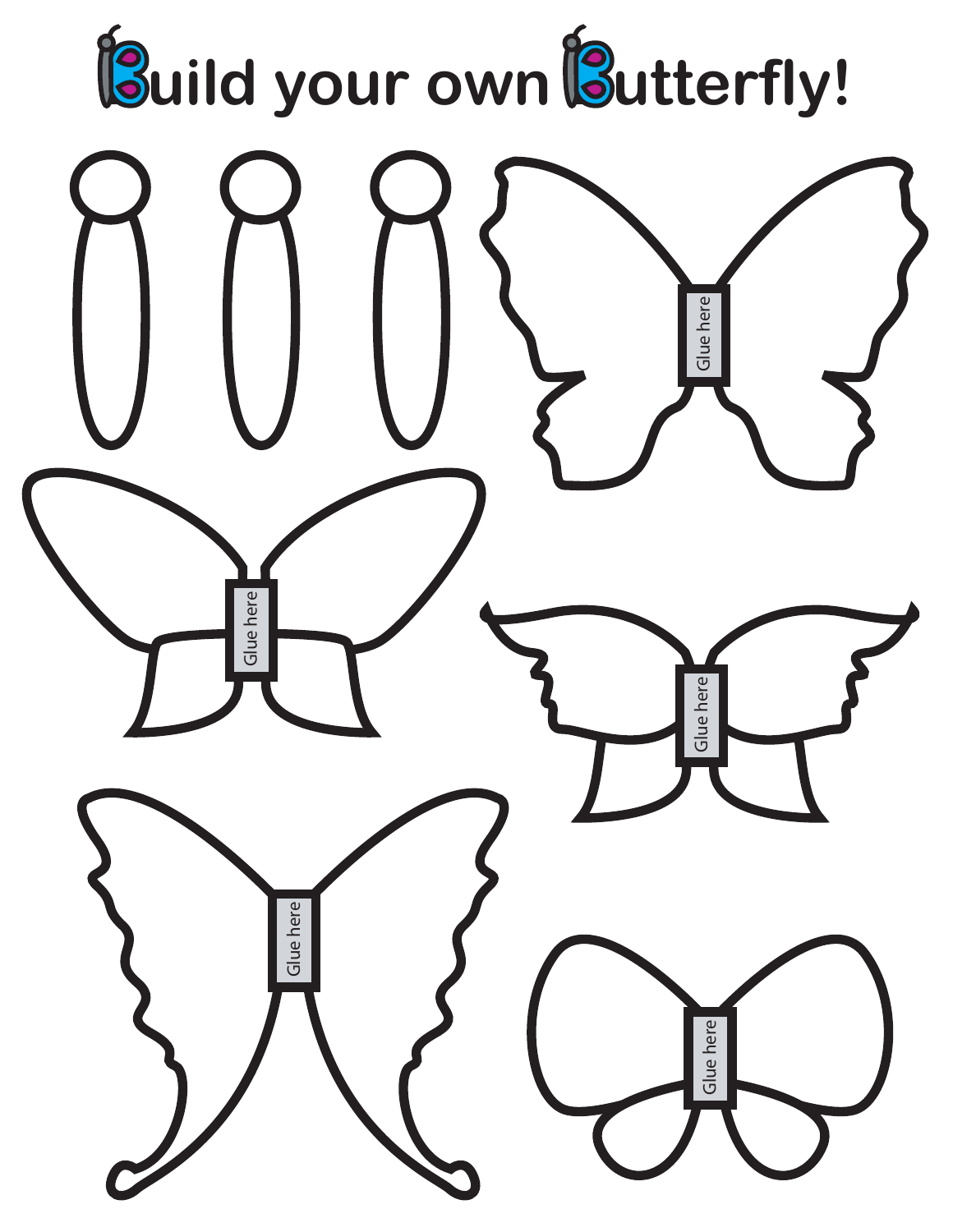# Build your own Butterfly!

Glue here

Glue here

Glue here

Glue here

Glue here